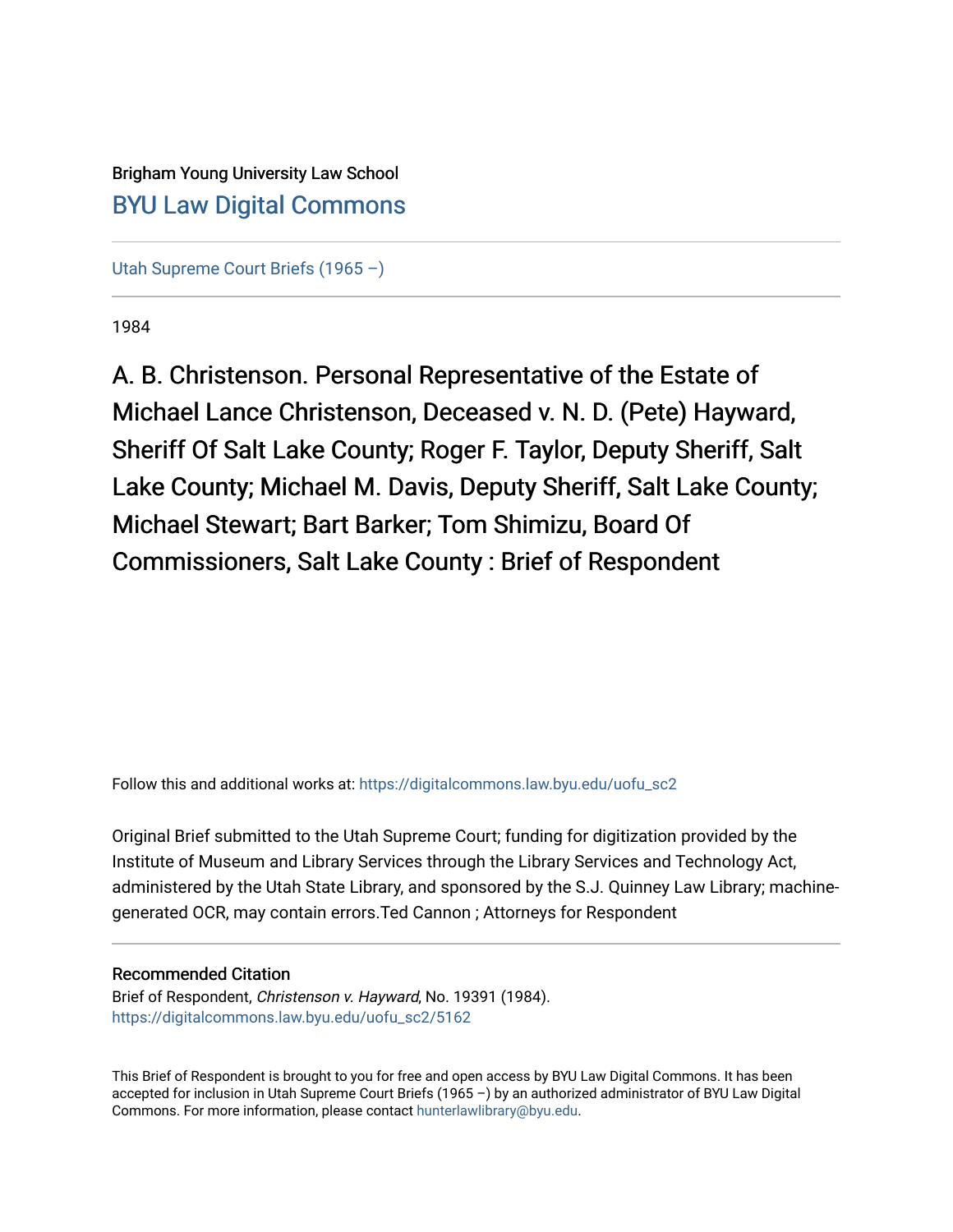Brigham Young University Law School

BYU Law Digital Commons

Utah Supreme Court Briefs (1965 –)

1984

# A. B. Christenson. Personal Representative of the Estate of Michael Lance Christenson, Deceased v. N. D. (Pete) Hayward, Sheriff Of Salt Lake County; Roger F. Taylor, Deputy Sheriff, Salt Lake County; Michael M. Davis, Deputy Sheriff, Salt Lake County; Michael Stewart; Bart Barker; Tom Shimizu, Board Of Commissioners, Salt Lake County : Brief of Respondent

Follow this and additional works at: https://digitalcommons.law.byu.edu/uofu_sc2

Original Brief submitted to the Utah Supreme Court; funding for digitization provided by the Institute of Museum and Library Services through the Library Services and Technology Act, administered by the Utah State Library, and sponsored by the S.J. Quinney Law Library; machine-generated OCR, may contain errors.Ted Cannon ; Attorneys for Respondent

## Recommended Citation

Brief of Respondent, *Christenson v. Hayward*, No. 19391 (1984).
https://digitalcommons.law.byu.edu/uofu_sc2/5162

This Brief of Respondent is brought to you for free and open access by BYU Law Digital Commons. It has been accepted for inclusion in Utah Supreme Court Briefs (1965 –) by an authorized administrator of BYU Law Digital Commons. For more information, please contact hunterlawlibrary@byu.edu.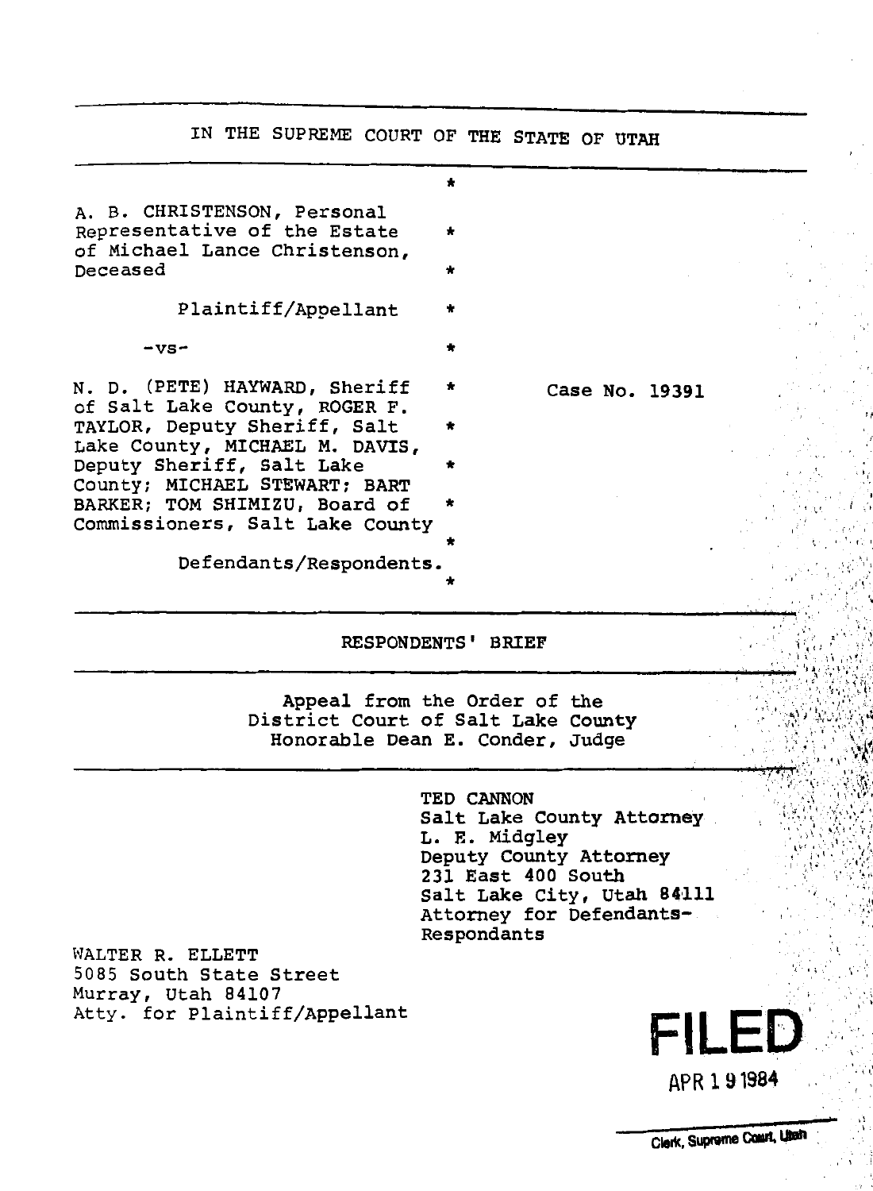IN THE SUPREME COURT OF THE STATE OF UTAH

A. B. CHRISTENSON, Personal Representative of the Estate of Michael Lance Christenson, Deceased

Plaintiff/Appellant

-vs-

N. D. (PETE) HAYWARD, Sheriff of Salt Lake County, ROGER F. TAYLOR, Deputy Sheriff, Salt Lake County, MICHAEL M. DAVIS, Deputy Sheriff, Salt Lake County; MICHAEL STEWART; BART BARKER; TOM SHIMIZU, Board of Commissioners, Salt Lake County

Defendants/Respondents.

Case No. 19391

RESPONDENTS' BRIEF

Appeal from the Order of the District Court of Salt Lake County
Honorable Dean E. Conder, Judge

TED CANNON
Salt Lake County Attorney
L. E. Midgley
Deputy County Attorney
231 East 400 South
Salt Lake City, Utah 84111
Attorney for Defendants-Respondants

WALTER R. ELLETT
5085 South State Street
Murray, Utah 84107
Atty. for Plaintiff/Appellant

FILED
APR 19 1984
Clerk, Supreme Court, Utah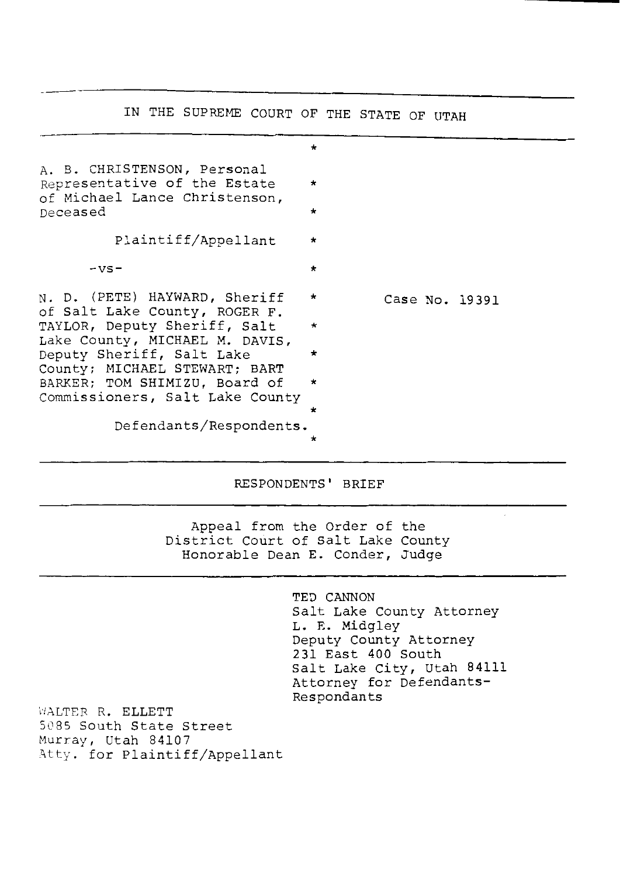IN THE SUPREME COURT OF THE STATE OF UTAH

A. B. CHRISTENSON, Personal Representative of the Estate of Michael Lance Christenson, Deceased

Plaintiff/Appellant

-vs-

N. D. (PETE) HAYWARD, Sheriff of Salt Lake County, ROGER F. TAYLOR, Deputy Sheriff, Salt Lake County, MICHAEL M. DAVIS, Deputy Sheriff, Salt Lake County; MICHAEL STEWART; BART BARKER; TOM SHIMIZU, Board of Commissioners, Salt Lake County

Defendants/Respondents.

Case No. 19391

RESPONDENTS' BRIEF

Appeal from the Order of the District Court of Salt Lake County
Honorable Dean E. Conder, Judge

TED CANNON
Salt Lake County Attorney
L. E. Midgley
Deputy County Attorney
231 East 400 South
Salt Lake City, Utah 84111
Attorney for Defendants-Respondants

WALTER R. ELLETT
5085 South State Street
Murray, Utah 84107
Atty. for Plaintiff/Appellant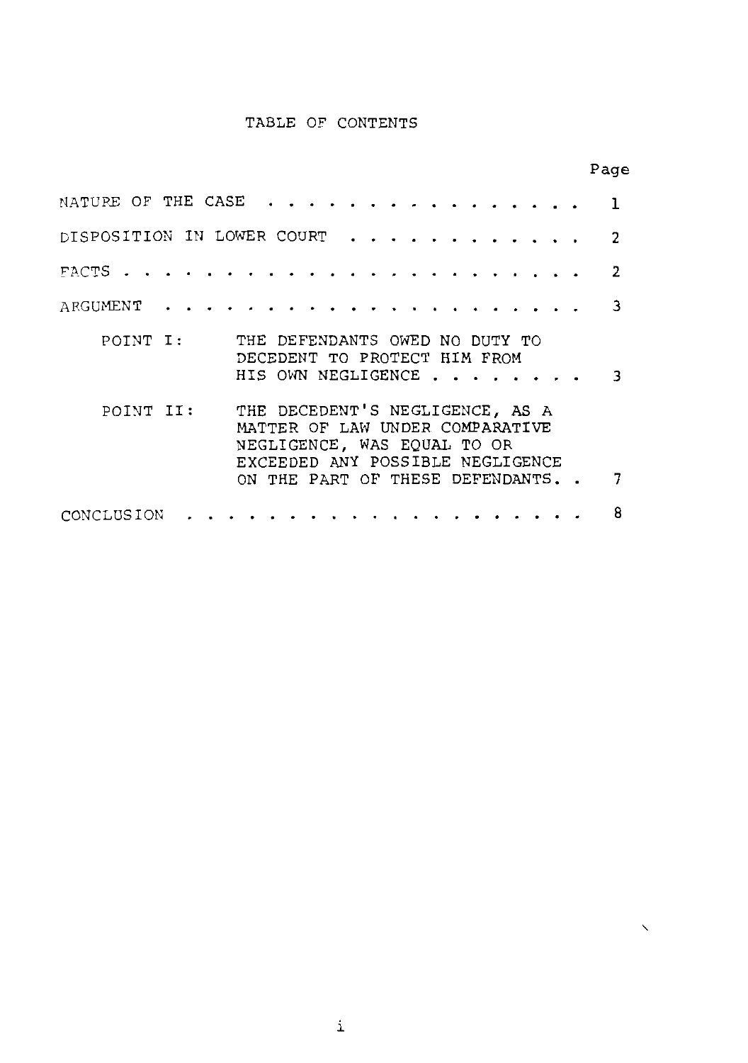# TABLE OF CONTENTS

| | Page |
|---|---|
| NATURE OF THE CASE | 1 |
| DISPOSITION IN LOWER COURT | 2 |
| FACTS | 2 |
| ARGUMENT | 3 |
| POINT I: THE DEFENDANTS OWED NO DUTY TO DECEDENT TO PROTECT HIM FROM HIS OWN NEGLIGENCE | 3 |
| POINT II: THE DECEDENT'S NEGLIGENCE, AS A MATTER OF LAW UNDER COMPARATIVE NEGLIGENCE, WAS EQUAL TO OR EXCEEDED ANY POSSIBLE NEGLIGENCE ON THE PART OF THESE DEFENDANTS | 7 |
| CONCLUSION | 8 |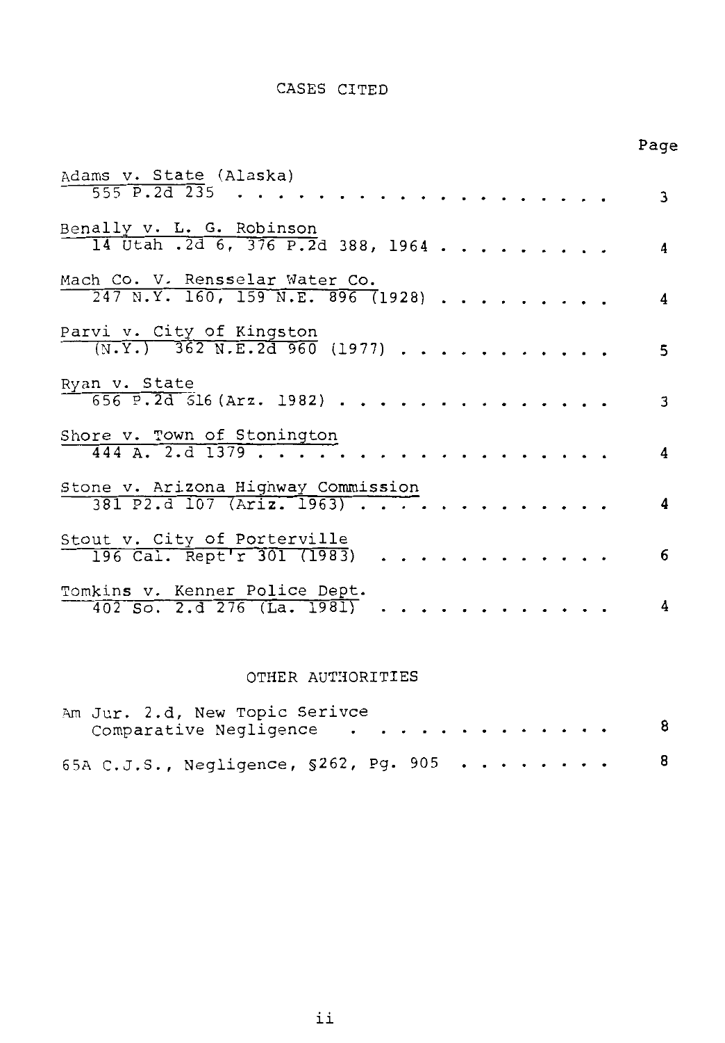## CASES CITED

| | Page |
|---|---|
| Adams v. State (Alaska) 555 P.2d 235 | 3 |
| Benally v. L. G. Robinson 14 Utah .2d 6, 376 P.2d 388, 1964 | 4 |
| Mach Co. V. Rensselar Water Co. 247 N.Y. 160, 159 N.E. 896 (1928) | 4 |
| Parvi v. City of Kingston (N.Y.) 362 N.E.2d 960 (1977) | 5 |
| Ryan v. State 656 P.2d 616 (Arz. 1982) | 3 |
| Shore v. Town of Stonington 444 A. 2.d 1379 | 4 |
| Stone v. Arizona Highway Commission 381 P2.d 107 (Ariz. 1963) | 4 |
| Stout v. City of Porterville 196 Cal. Rept'r 301 (1983) | 6 |
| Tomkins v. Kenner Police Dept. 402 So. 2.d 276 (La. 1981) | 4 |

## OTHER AUTHORITIES

| | |
|---|---|
| Am Jur. 2.d, New Topic Serivce Comparative Negligence | 8 |
| 65A C.J.S., Negligence, §262, Pg. 905 | 8 |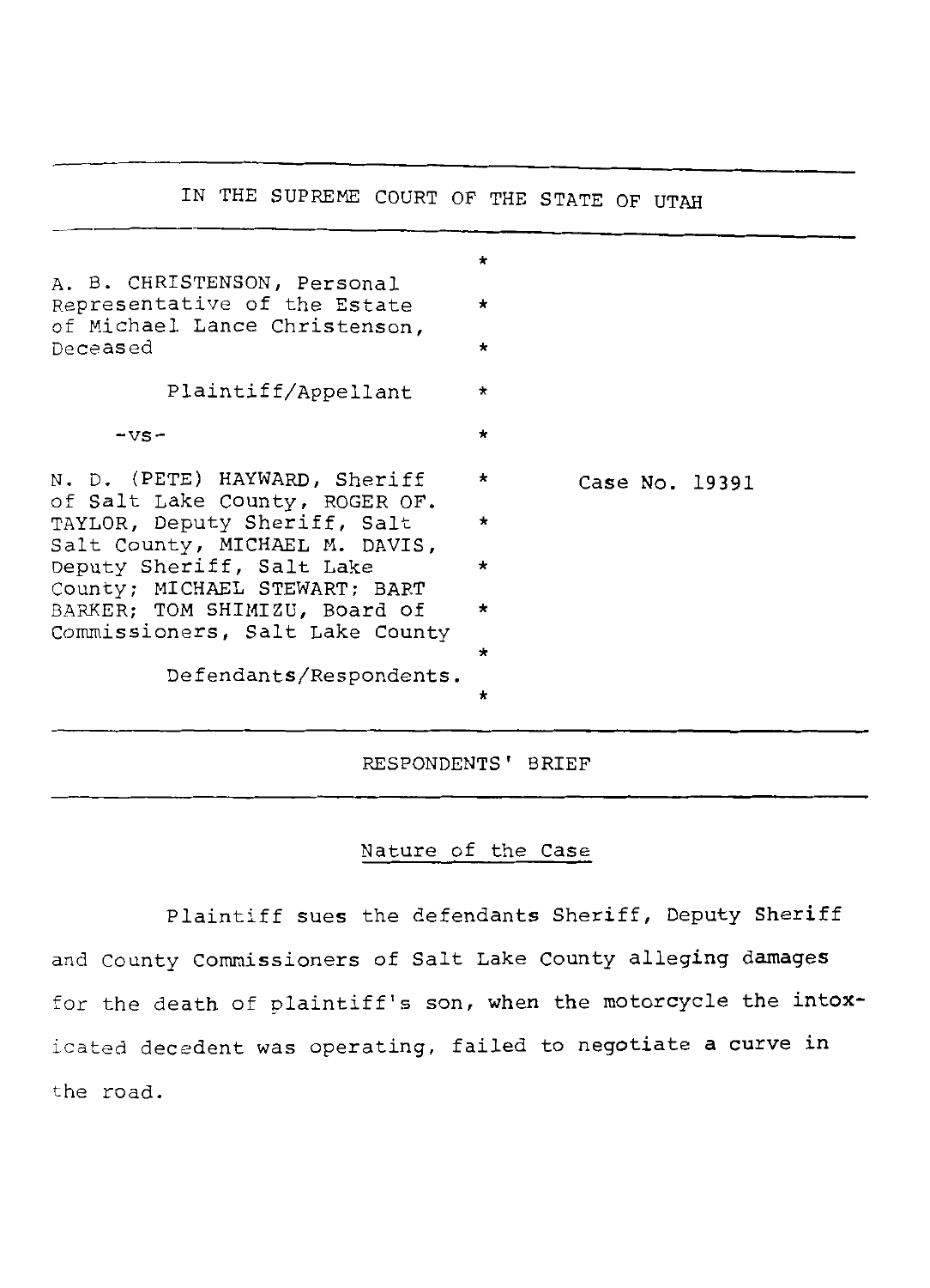IN THE SUPREME COURT OF THE STATE OF UTAH

A. B. CHRISTENSON, Personal Representative of the Estate of Michael Lance Christenson, Deceased

Plaintiff/Appellant

-vs-

N. D. (PETE) HAYWARD, Sheriff of Salt Lake County, ROGER OF. TAYLOR, Deputy Sheriff, Salt Salt County, MICHAEL M. DAVIS, Deputy Sheriff, Salt Lake County; MICHAEL STEWART; BART BARKER; TOM SHIMIZU, Board of Commissioners, Salt Lake County

Defendants/Respondents.

Case No. 19391

RESPONDENTS' BRIEF

Nature of the Case

Plaintiff sues the defendants Sheriff, Deputy Sheriff and County Commissioners of Salt Lake County alleging damages for the death of plaintiff's son, when the motorcycle the intoxicated decedent was operating, failed to negotiate a curve in the road.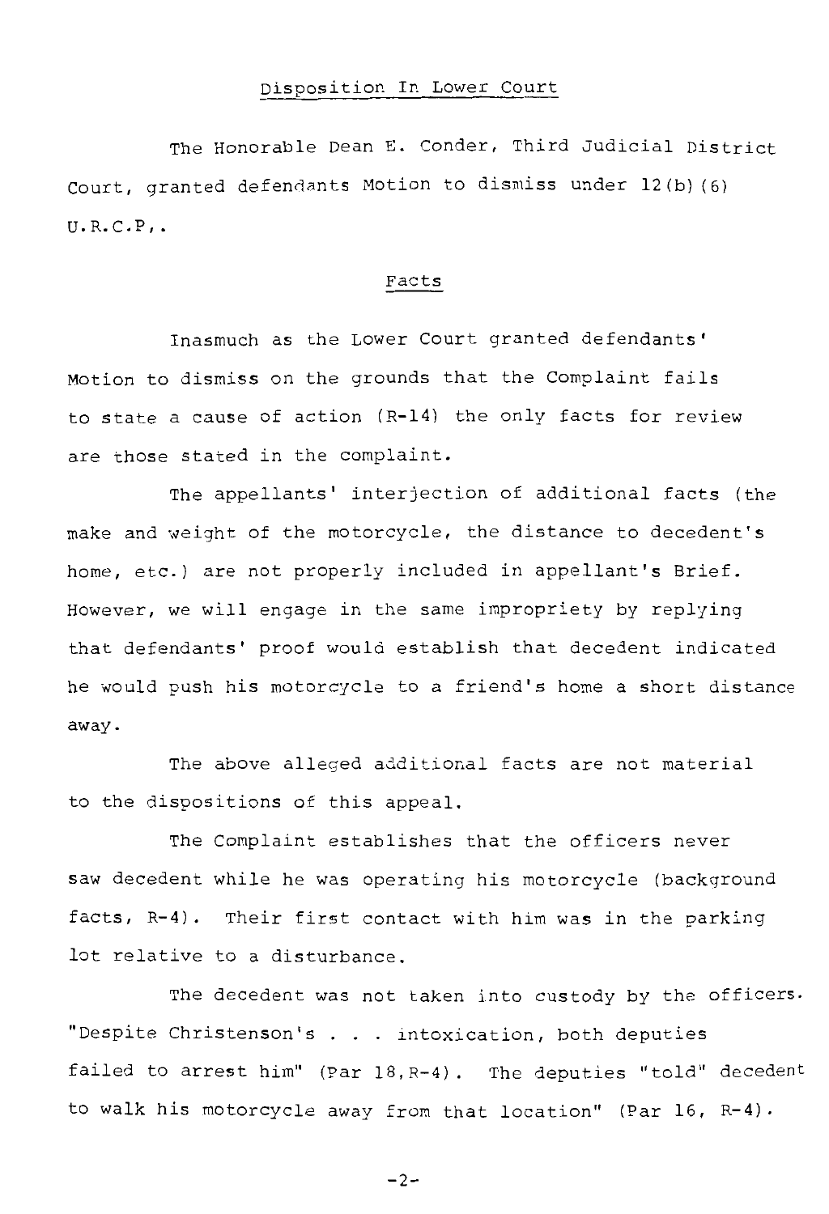## Disposition In Lower Court

The Honorable Dean E. Conder, Third Judicial District Court, granted defendants Motion to dismiss under 12(b)(6) U.R.C.P,.

## Facts

Inasmuch as the Lower Court granted defendants' Motion to dismiss on the grounds that the Complaint fails to state a cause of action (R-14) the only facts for review are those stated in the complaint.

The appellants' interjection of additional facts (the make and weight of the motorcycle, the distance to decedent's home, etc.) are not properly included in appellant's Brief. However, we will engage in the same impropriety by replying that defendants' proof would establish that decedent indicated he would push his motorcycle to a friend's home a short distance away.

The above alleged additional facts are not material to the dispositions of this appeal.

The Complaint establishes that the officers never saw decedent while he was operating his motorcycle (background facts, R-4). Their first contact with him was in the parking lot relative to a disturbance.

The decedent was not taken into custody by the officers. "Despite Christenson's . . . intoxication, both deputies failed to arrest him" (Par 18,R-4). The deputies "told" decedent to walk his motorcycle away from that location" (Par 16, R-4).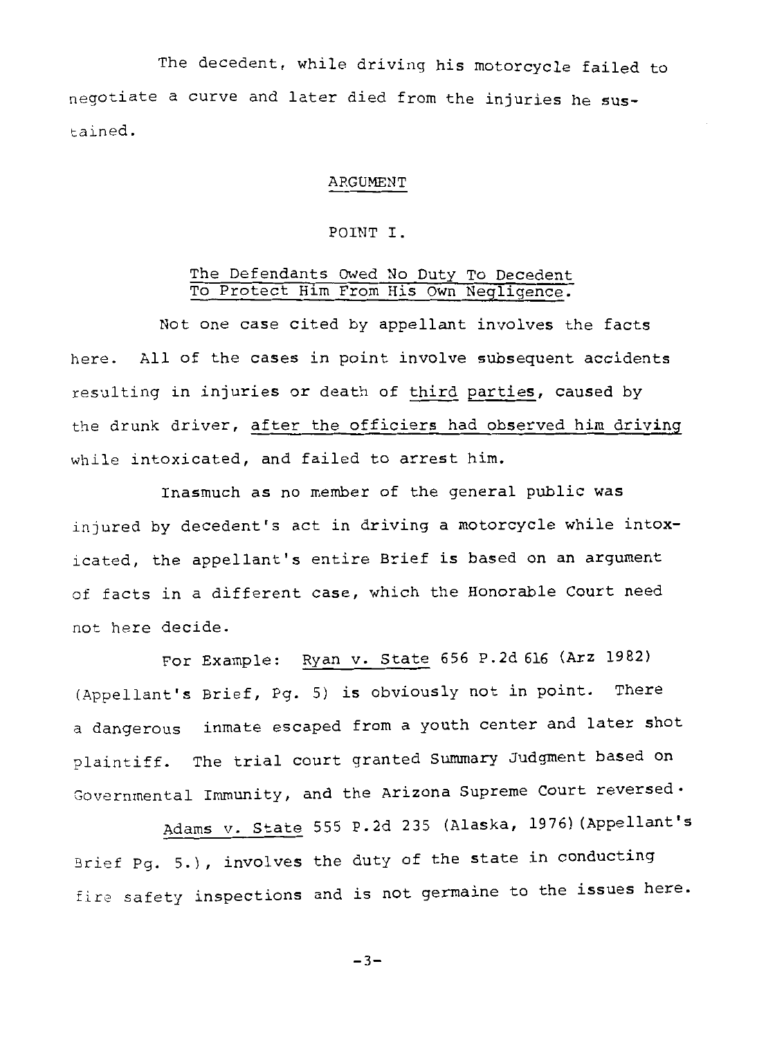The decedent, while driving his motorcycle failed to negotiate a curve and later died from the injuries he sustained.

## ARGUMENT

### POINT I.

### The Defendants Owed No Duty To Decedent To Protect Him From His Own Negligence.

Not one case cited by appellant involves the facts here. All of the cases in point involve subsequent accidents resulting in injuries or death of third parties, caused by the drunk driver, after the officiers had observed him driving while intoxicated, and failed to arrest him.

Inasmuch as no member of the general public was injured by decedent's act in driving a motorcycle while intoxicated, the appellant's entire Brief is based on an argument of facts in a different case, which the Honorable Court need not here decide.

For Example: Ryan v. State 656 P.2d 616 (Arz 1982) (Appellant's Brief, Pg. 5) is obviously not in point. There a dangerous inmate escaped from a youth center and later shot plaintiff. The trial court granted Summary Judgment based on Governmental Immunity, and the Arizona Supreme Court reversed.

Adams v. State 555 P.2d 235 (Alaska, 1976) (Appellant's Brief Pg. 5.), involves the duty of the state in conducting fire safety inspections and is not germaine to the issues here.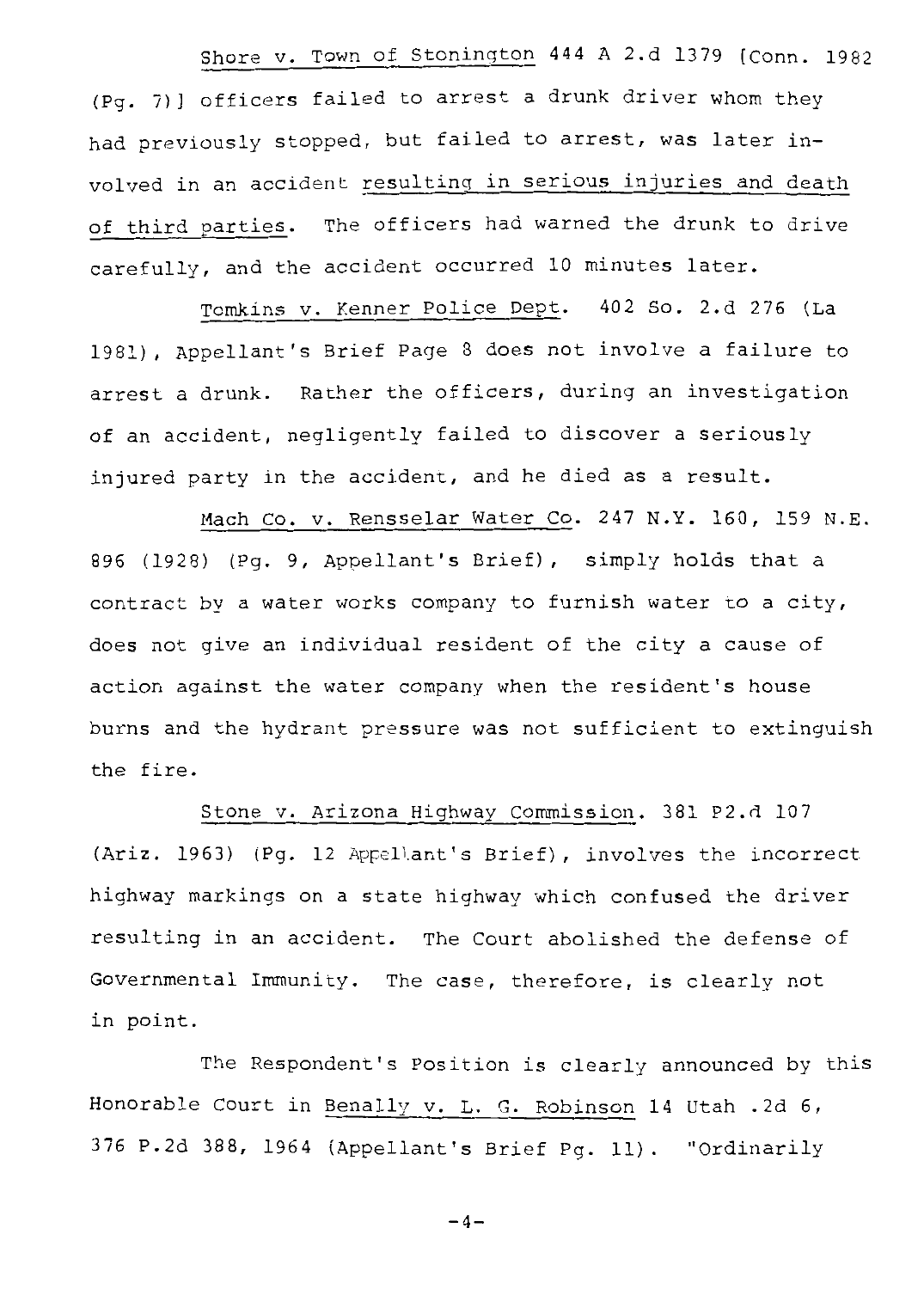Shore v. Town of Stonington 444 A 2.d 1379 [Conn. 1982 (Pg. 7)] officers failed to arrest a drunk driver whom they had previously stopped, but failed to arrest, was later involved in an accident resulting in serious injuries and death of third parties. The officers had warned the drunk to drive carefully, and the accident occurred 10 minutes later.

Tomkins v. Kenner Police Dept. 402 So. 2.d 276 (La 1981), Appellant's Brief Page 8 does not involve a failure to arrest a drunk. Rather the officers, during an investigation of an accident, negligently failed to discover a seriously injured party in the accident, and he died as a result.

Mach Co. v. Rensselar Water Co. 247 N.Y. 160, 159 N.E. 896 (1928) (Pg. 9, Appellant's Brief), simply holds that a contract by a water works company to furnish water to a city, does not give an individual resident of the city a cause of action against the water company when the resident's house burns and the hydrant pressure was not sufficient to extinguish the fire.

Stone v. Arizona Highway Commission. 381 P2.d 107 (Ariz. 1963) (Pg. 12 Appellant's Brief), involves the incorrect highway markings on a state highway which confused the driver resulting in an accident. The Court abolished the defense of Governmental Immunity. The case, therefore, is clearly not in point.

The Respondent's Position is clearly announced by this Honorable Court in Benally v. L. G. Robinson 14 Utah .2d 6, 376 P.2d 388, 1964 (Appellant's Brief Pg. 11). "Ordinarily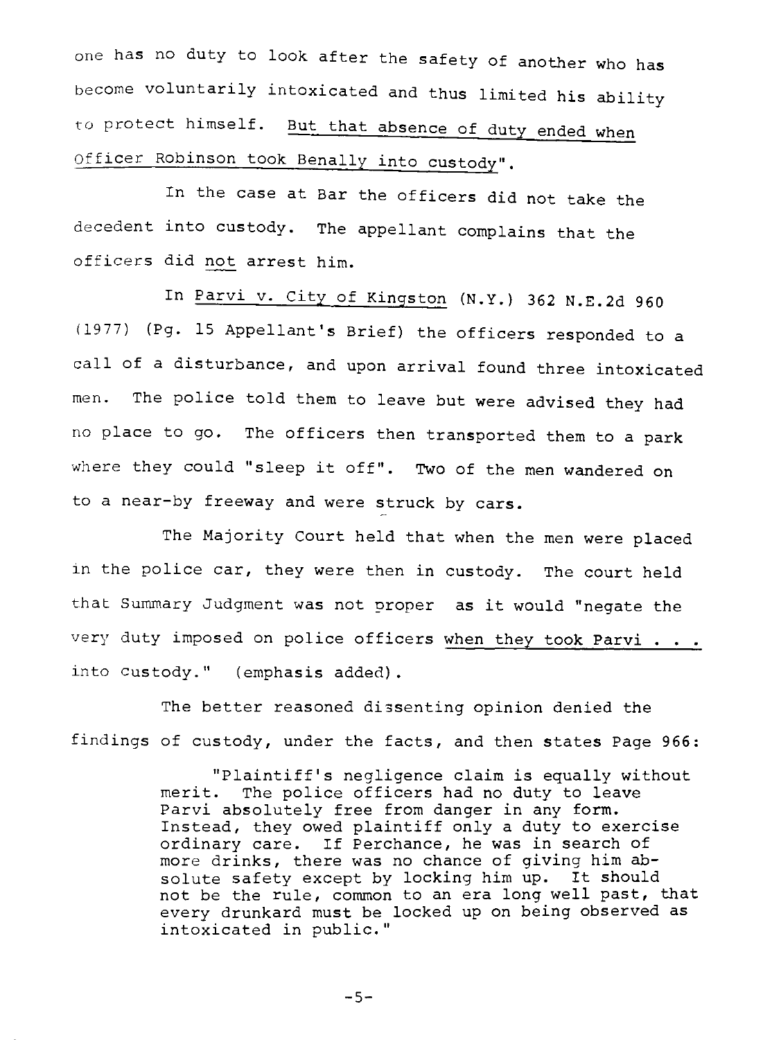one has no duty to look after the safety of another who has become voluntarily intoxicated and thus limited his ability to protect himself. <u>But that absence of duty ended when Officer Robinson took Benally into custody</u>".

In the case at Bar the officers did not take the decedent into custody. The appellant complains that the officers did <u>not</u> arrest him.

In <u>Parvi v. City of Kingston</u> (N.Y.) 362 N.E.2d 960 (1977) (Pg. 15 Appellant's Brief) the officers responded to a call of a disturbance, and upon arrival found three intoxicated men. The police told them to leave but were advised they had no place to go. The officers then transported them to a park where they could "sleep it off". Two of the men wandered on to a near-by freeway and were struck by cars.

The Majority Court held that when the men were placed in the police car, they were then in custody. The court held that Summary Judgment was not proper as it would "negate the very duty imposed on police officers <u>when they took Parvi . . .</u> into custody." (emphasis added).

The better reasoned dissenting opinion denied the findings of custody, under the facts, and then states Page 966:

> "Plaintiff's negligence claim is equally without merit. The police officers had no duty to leave Parvi absolutely free from danger in any form. Instead, they owed plaintiff only a duty to exercise ordinary care. If Perchance, he was in search of more drinks, there was no chance of giving him absolute safety except by locking him up. It should not be the rule, common to an era long well past, that every drunkard must be locked up on being observed as intoxicated in public."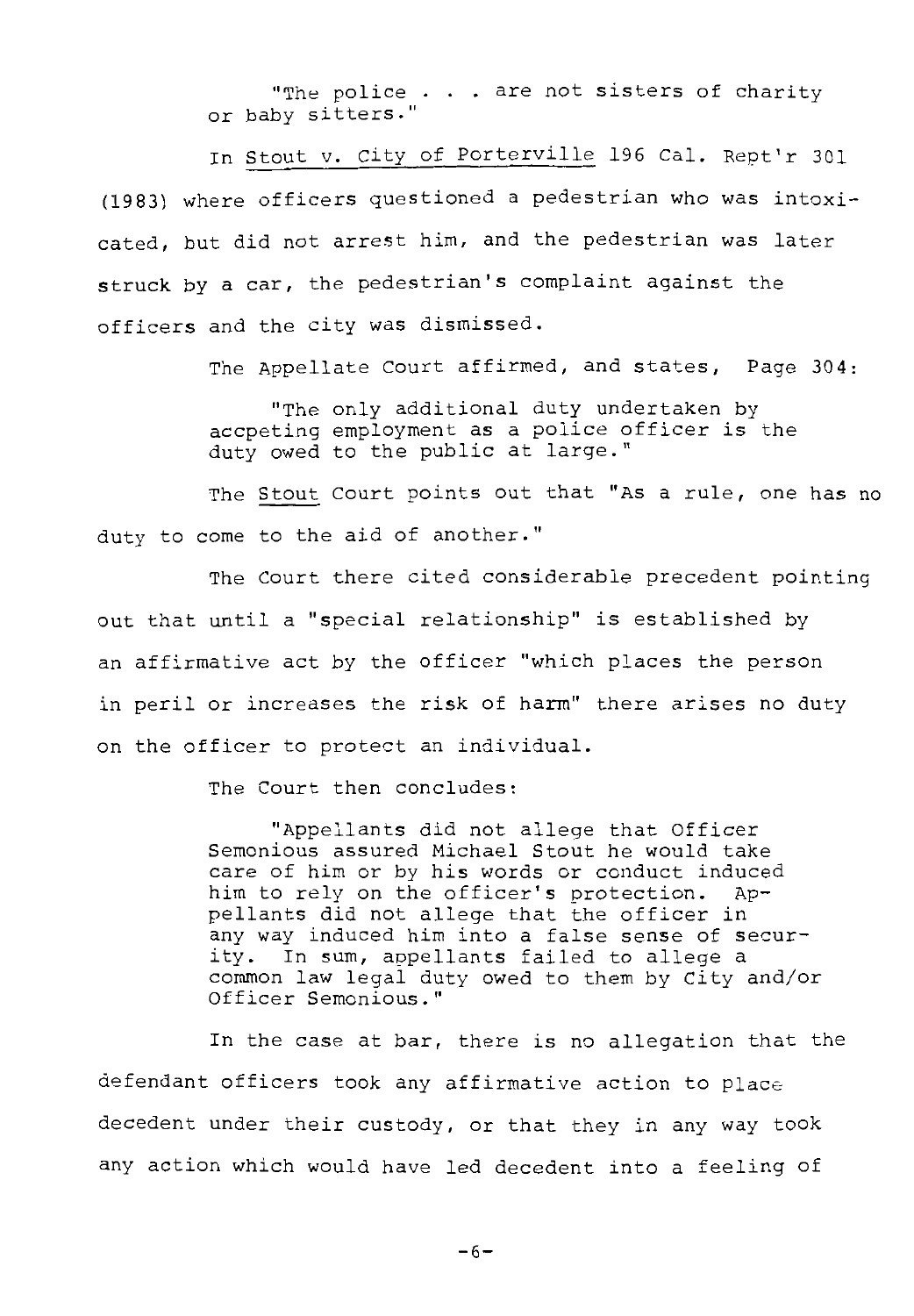> "The police . . . are not sisters of charity or baby sitters."

In Stout v. City of Porterville 196 Cal. Rept'r 301 (1983) where officers questioned a pedestrian who was intoxicated, but did not arrest him, and the pedestrian was later struck by a car, the pedestrian's complaint against the officers and the city was dismissed.

The Appellate Court affirmed, and states, Page 304:

> "The only additional duty undertaken by accpeting employment as a police officer is the duty owed to the public at large."

The Stout Court points out that "As a rule, one has no duty to come to the aid of another."

The Court there cited considerable precedent pointing out that until a "special relationship" is established by an affirmative act by the officer "which places the person in peril or increases the risk of harm" there arises no duty on the officer to protect an individual.

The Court then concludes:

> "Appellants did not allege that Officer Semonious assured Michael Stout he would take care of him or by his words or conduct induced him to rely on the officer's protection. Appellants did not allege that the officer in any way induced him into a false sense of security. In sum, appellants failed to allege a common law legal duty owed to them by City and/or Officer Semonious."

In the case at bar, there is no allegation that the defendant officers took any affirmative action to place decedent under their custody, or that they in any way took any action which would have led decedent into a feeling of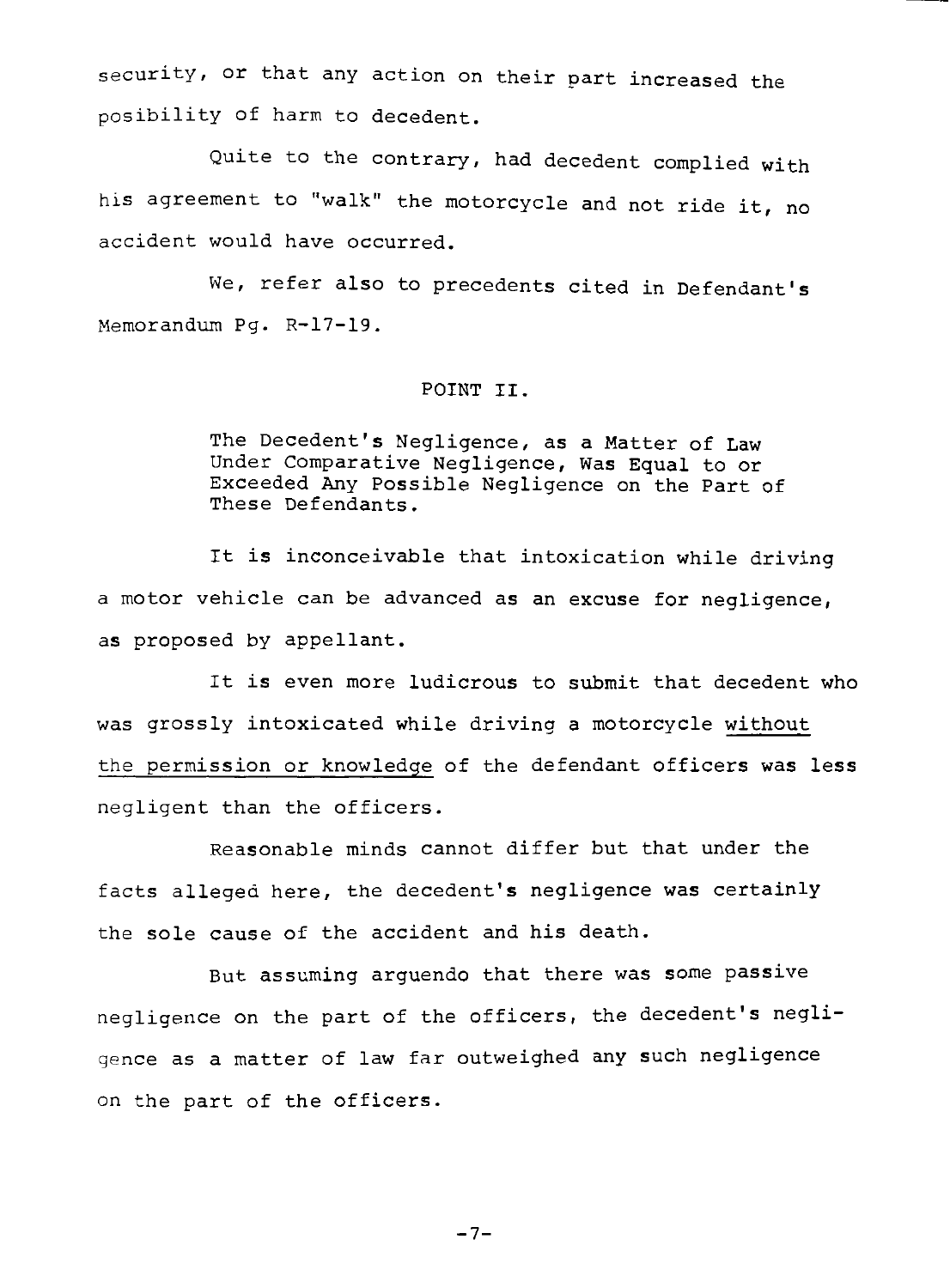security, or that any action on their part increased the posibility of harm to decedent.

Quite to the contrary, had decedent complied with his agreement to "walk" the motorcycle and not ride it, no accident would have occurred.

We, refer also to precedents cited in Defendant's Memorandum Pg. R-17-19.

## POINT II.

**The Decedent's Negligence, as a Matter of Law Under Comparative Negligence, Was Equal to or Exceeded Any Possible Negligence on the Part of These Defendants.**

It is inconceivable that intoxication while driving a motor vehicle can be advanced as an excuse for negligence, as proposed by appellant.

It is even more ludicrous to submit that decedent who was grossly intoxicated while driving a motorcycle <u>without the permission or knowledge</u> of the defendant officers was less negligent than the officers.

Reasonable minds cannot differ but that under the facts alleged here, the decedent's negligence was certainly the sole cause of the accident and his death.

But assuming arguendo that there was some passive negligence on the part of the officers, the decedent's negligence as a matter of law far outweighed any such negligence on the part of the officers.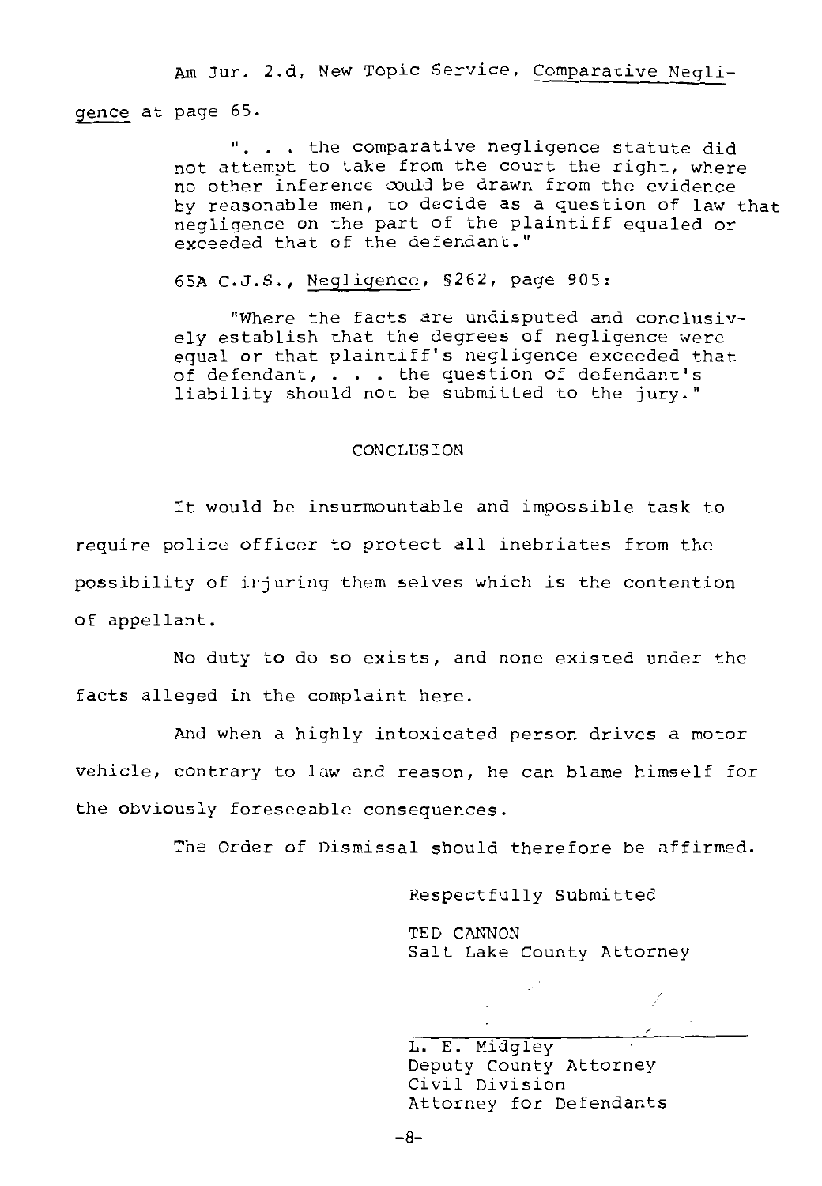Am Jur. 2.d, New Topic Service, Comparative Negligence at page 65.

> ". . . the comparative negligence statute did not attempt to take from the court the right, where no other inference could be drawn from the evidence by reasonable men, to decide as a question of law that negligence on the part of the plaintiff equaled or exceeded that of the defendant."

65A C.J.S., Negligence, §262, page 905:

> "Where the facts are undisputed and conclusively establish that the degrees of negligence were equal or that plaintiff's negligence exceeded that of defendant, . . . the question of defendant's liability should not be submitted to the jury."

## CONCLUSION

It would be insurmountable and impossible task to require police officer to protect all inebriates from the possibility of injuring them selves which is the contention of appellant.

No duty to do so exists, and none existed under the facts alleged in the complaint here.

And when a highly intoxicated person drives a motor vehicle, contrary to law and reason, he can blame himself for the obviously foreseeable consequences.

The Order of Dismissal should therefore be affirmed.

Respectfully Submitted

TED CANNON
Salt Lake County Attorney

L. E. Midgley
Deputy County Attorney
Civil Division
Attorney for Defendants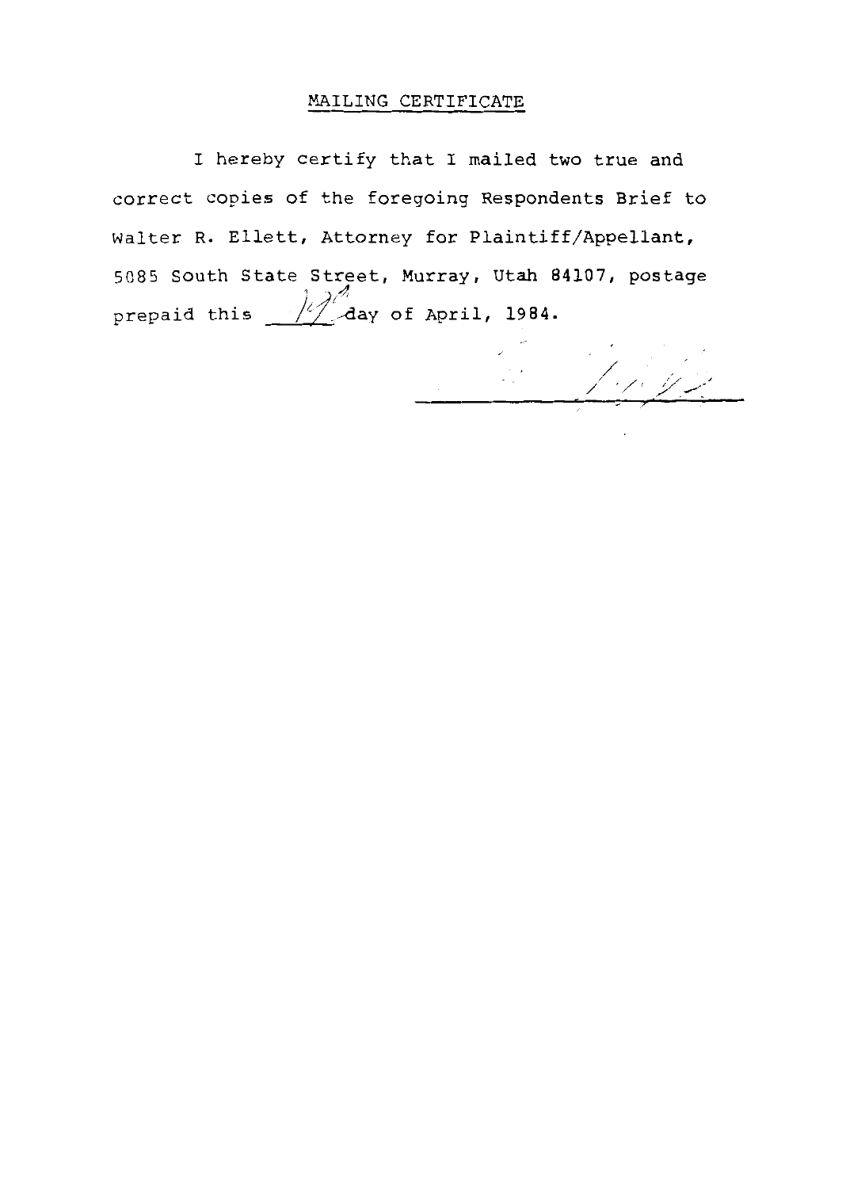## MAILING CERTIFICATE

I hereby certify that I mailed two true and correct copies of the foregoing Respondents Brief to Walter R. Ellett, Attorney for Plaintiff/Appellant, 5085 South State Street, Murray, Utah 84107, postage prepaid this 19th day of April, 1984.

\_\_\_\_\_\_\_\_\_\_\_\_\_\_\_\_\_\_\_\_\_\_\_\_\_\_\_\_